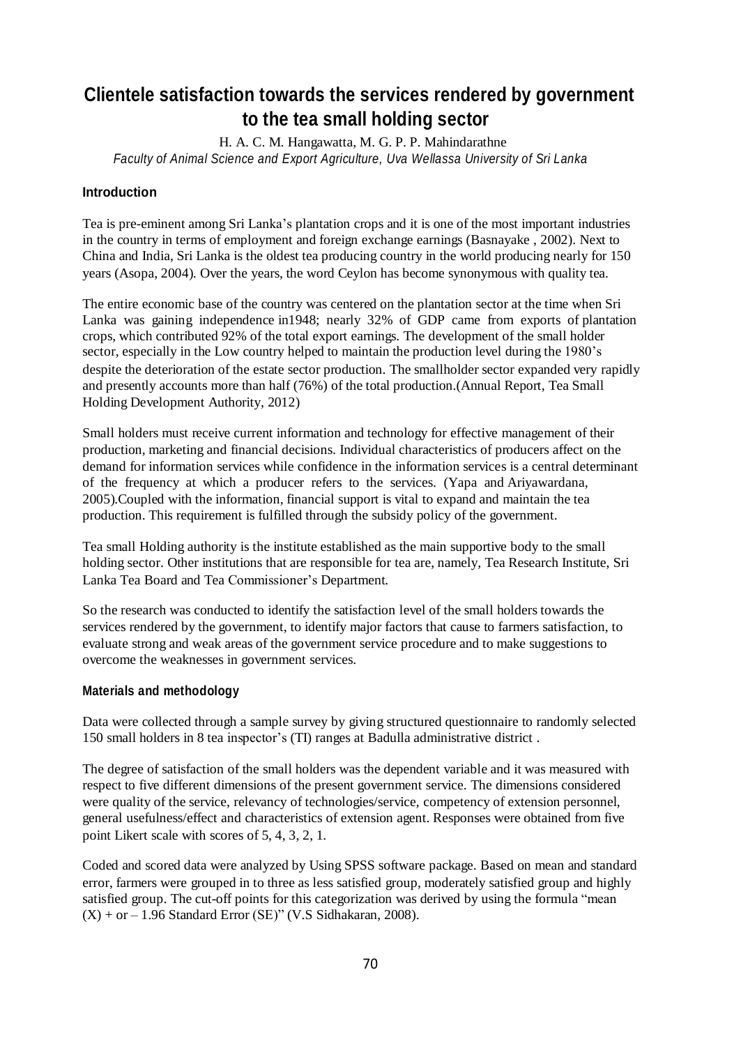# Clientele satisfaction towards the services rendered by government to the tea small holding sector

H. A. C. M. Hangawatta, M. G. P. P. Mahindarathne

*Faculty of Animal Science and Export Agriculture, Uva Wellassa University of Sri Lanka*

## Introduction

Tea is pre-eminent among Sri Lanka's plantation crops and it is one of the most important industries in the country in terms of employment and foreign exchange earnings (Basnayake , 2002). Next to China and India, Sri Lanka is the oldest tea producing country in the world producing nearly for 150 years (Asopa, 2004). Over the years, the word Ceylon has become synonymous with quality tea.

The entire economic base of the country was centered on the plantation sector at the time when Sri Lanka was gaining independence in1948; nearly 32% of GDP came from exports of plantation crops, which contributed 92% of the total export earnings. The development of the small holder sector, especially in the Low country helped to maintain the production level during the 1980's despite the deterioration of the estate sector production. The smallholder sector expanded very rapidly and presently accounts more than half (76%) of the total production.(Annual Report, Tea Small Holding Development Authority, 2012)

Small holders must receive current information and technology for effective management of their production, marketing and financial decisions. Individual characteristics of producers affect on the demand for information services while confidence in the information services is a central determinant of the frequency at which a producer refers to the services. (Yapa and Ariyawardana, 2005).Coupled with the information, financial support is vital to expand and maintain the tea production. This requirement is fulfilled through the subsidy policy of the government.

Tea small Holding authority is the institute established as the main supportive body to the small holding sector. Other institutions that are responsible for tea are, namely, Tea Research Institute, Sri Lanka Tea Board and Tea Commissioner's Department.

So the research was conducted to identify the satisfaction level of the small holders towards the services rendered by the government, to identify major factors that cause to farmers satisfaction, to evaluate strong and weak areas of the government service procedure and to make suggestions to overcome the weaknesses in government services.

## Materials and methodology

Data were collected through a sample survey by giving structured questionnaire to randomly selected 150 small holders in 8 tea inspector's (TI) ranges at Badulla administrative district .

The degree of satisfaction of the small holders was the dependent variable and it was measured with respect to five different dimensions of the present government service. The dimensions considered were quality of the service, relevancy of technologies/service, competency of extension personnel, general usefulness/effect and characteristics of extension agent. Responses were obtained from five point Likert scale with scores of 5, 4, 3, 2, 1.

Coded and scored data were analyzed by Using SPSS software package. Based on mean and standard error, farmers were grouped in to three as less satisfied group, moderately satisfied group and highly satisfied group. The cut-off points for this categorization was derived by using the formula "mean (X) + or – 1.96 Standard Error (SE)" (V.S Sidhakaran, 2008).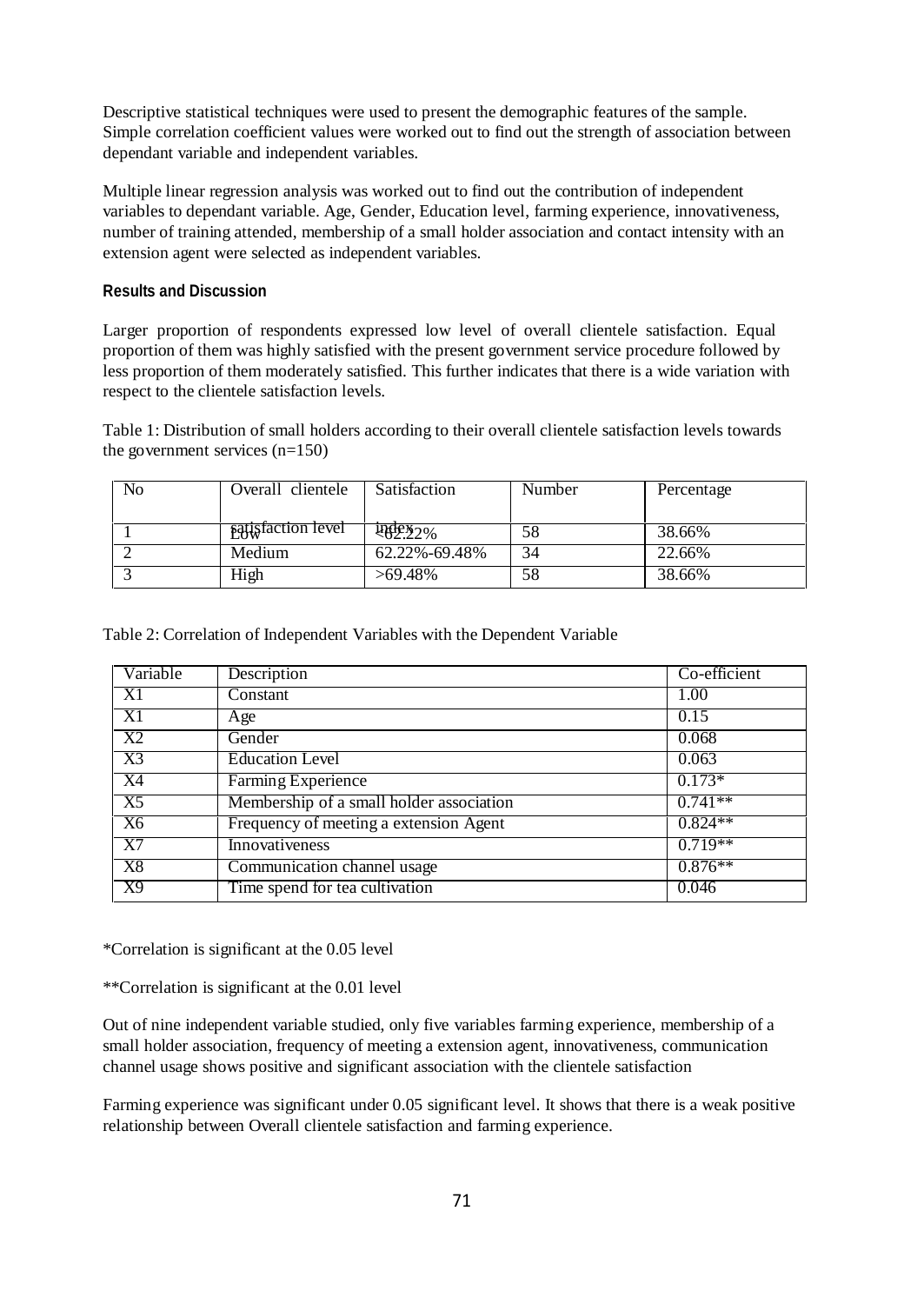Descriptive statistical techniques were used to present the demographic features of the sample. Simple correlation coefficient values were worked out to find out the strength of association between dependant variable and independent variables.

Multiple linear regression analysis was worked out to find out the contribution of independent variables to dependant variable. Age, Gender, Education level, farming experience, innovativeness, number of training attended, membership of a small holder association and contact intensity with an extension agent were selected as independent variables.

**Results and Discussion**

Larger proportion of respondents expressed low level of overall clientele satisfaction. Equal proportion of them was highly satisfied with the present government service procedure followed by less proportion of them moderately satisfied. This further indicates that there is a wide variation with respect to the clientele satisfaction levels.

Table 1: Distribution of small holders according to their overall clientele satisfaction levels towards the government services (n=150)

| No | Overall clientele satisfaction level | Satisfaction index | Number | Percentage |
|---|---|---|---|---|
| 1 | Low | <62.22% | 58 | 38.66% |
| 2 | Medium | 62.22%-69.48% | 34 | 22.66% |
| 3 | High | >69.48% | 58 | 38.66% |

Table 2: Correlation of Independent Variables with the Dependent Variable

| Variable | Description | Co-efficient |
|---|---|---|
| X1 | Constant | 1.00 |
| X1 | Age | 0.15 |
| X2 | Gender | 0.068 |
| X3 | Education Level | 0.063 |
| X4 | Farming Experience | 0.173* |
| X5 | Membership of a small holder association | 0.741** |
| X6 | Frequency of meeting a extension Agent | 0.824** |
| X7 | Innovativeness | 0.719** |
| X8 | Communication channel usage | 0.876** |
| X9 | Time spend for tea cultivation | 0.046 |

*Correlation is significant at the 0.05 level

**Correlation is significant at the 0.01 level

Out of nine independent variable studied, only five variables farming experience, membership of a small holder association, frequency of meeting a extension agent, innovativeness, communication channel usage shows positive and significant association with the clientele satisfaction

Farming experience was significant under 0.05 significant level. It shows that there is a weak positive relationship between Overall clientele satisfaction and farming experience.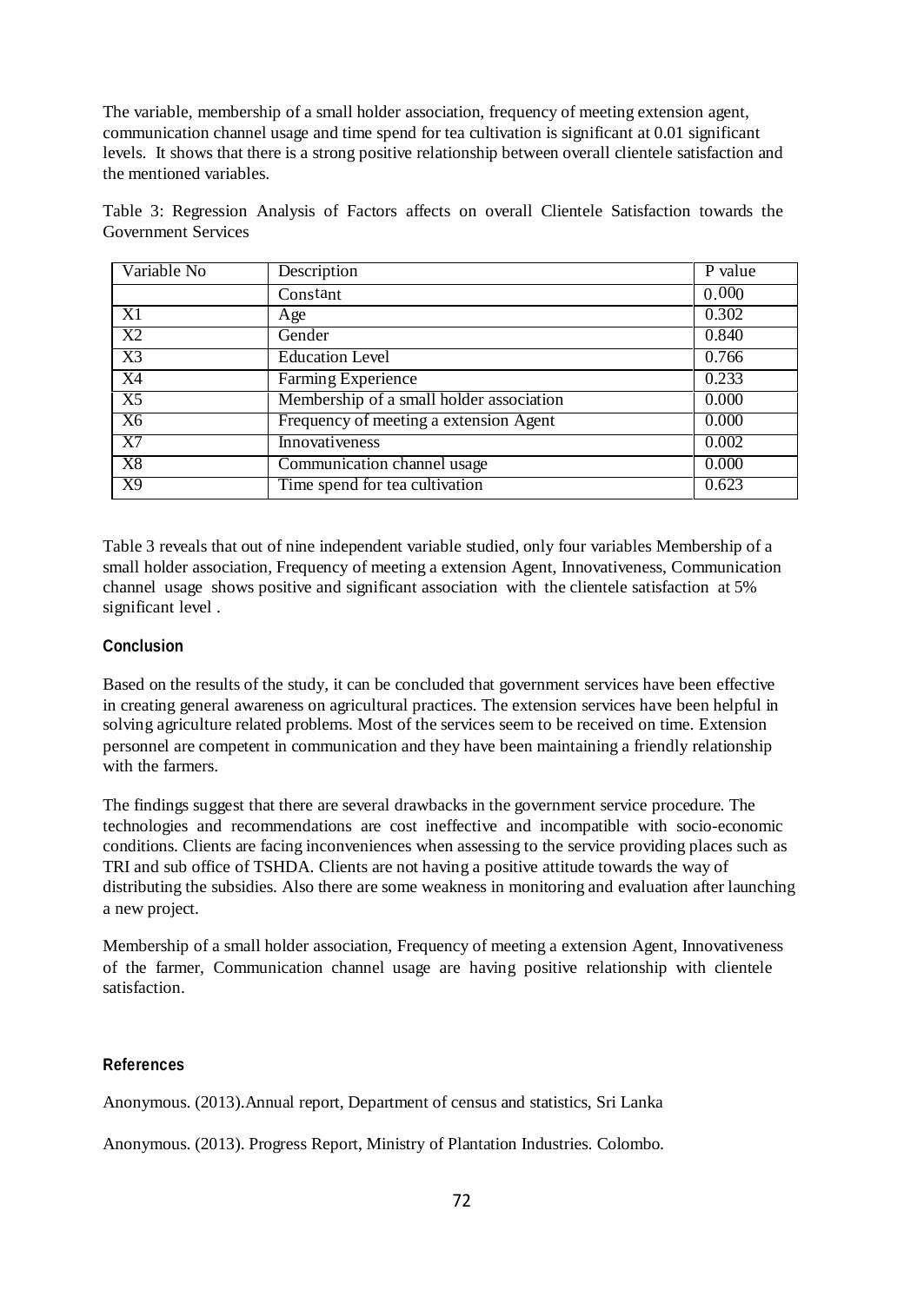The variable, membership of a small holder association, frequency of meeting extension agent, communication channel usage and time spend for tea cultivation is significant at 0.01 significant levels. It shows that there is a strong positive relationship between overall clientele satisfaction and the mentioned variables.

Table 3: Regression Analysis of Factors affects on overall Clientele Satisfaction towards the Government Services

| Variable No | Description | P value |
|---|---|---|
| | Constant | 0.000 |
| X1 | Age | 0.302 |
| X2 | Gender | 0.840 |
| X3 | Education Level | 0.766 |
| X4 | Farming Experience | 0.233 |
| X5 | Membership of a small holder association | 0.000 |
| X6 | Frequency of meeting a extension Agent | 0.000 |
| X7 | Innovativeness | 0.002 |
| X8 | Communication channel usage | 0.000 |
| X9 | Time spend for tea cultivation | 0.623 |

Table 3 reveals that out of nine independent variable studied, only four variables Membership of a small holder association, Frequency of meeting a extension Agent, Innovativeness, Communication channel usage shows positive and significant association with the clientele satisfaction at 5% significant level .

## Conclusion

Based on the results of the study, it can be concluded that government services have been effective in creating general awareness on agricultural practices. The extension services have been helpful in solving agriculture related problems. Most of the services seem to be received on time. Extension personnel are competent in communication and they have been maintaining a friendly relationship with the farmers.

The findings suggest that there are several drawbacks in the government service procedure. The technologies and recommendations are cost ineffective and incompatible with socio-economic conditions. Clients are facing inconveniences when assessing to the service providing places such as TRI and sub office of TSHDA. Clients are not having a positive attitude towards the way of distributing the subsidies. Also there are some weakness in monitoring and evaluation after launching a new project.

Membership of a small holder association, Frequency of meeting a extension Agent, Innovativeness of the farmer, Communication channel usage are having positive relationship with clientele satisfaction.

## References

Anonymous. (2013).Annual report, Department of census and statistics, Sri Lanka

Anonymous. (2013). Progress Report, Ministry of Plantation Industries. Colombo.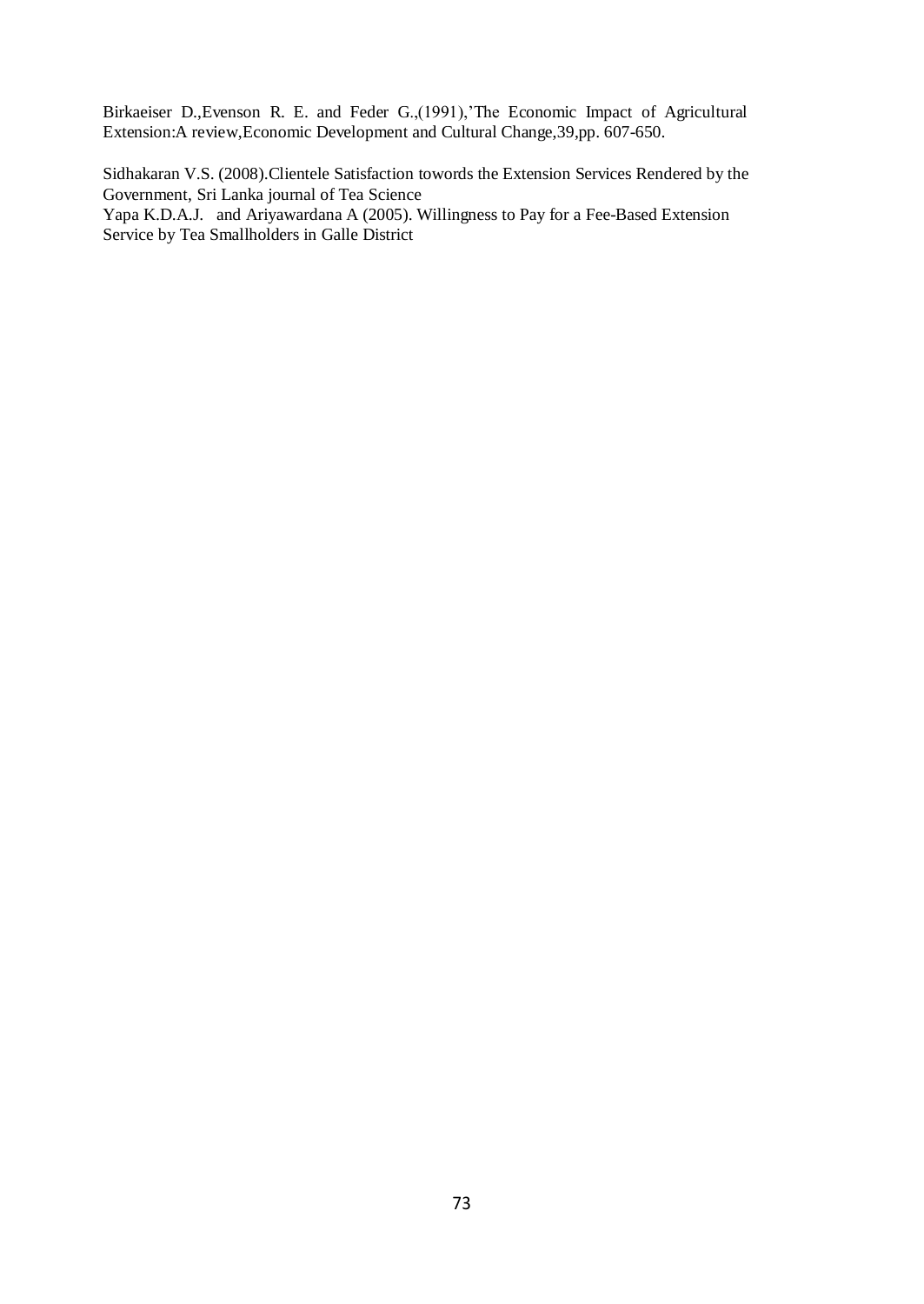Birkaeiser D.,Evenson R. E. and Feder G.,(1991),'The Economic Impact of Agricultural Extension:A review,Economic Development and Cultural Change,39,pp. 607-650.

Sidhakaran V.S. (2008).Clientele Satisfaction towords the Extension Services Rendered by the Government, Sri Lanka journal of Tea Science

Yapa K.D.A.J. and Ariyawardana A (2005). Willingness to Pay for a Fee-Based Extension Service by Tea Smallholders in Galle District